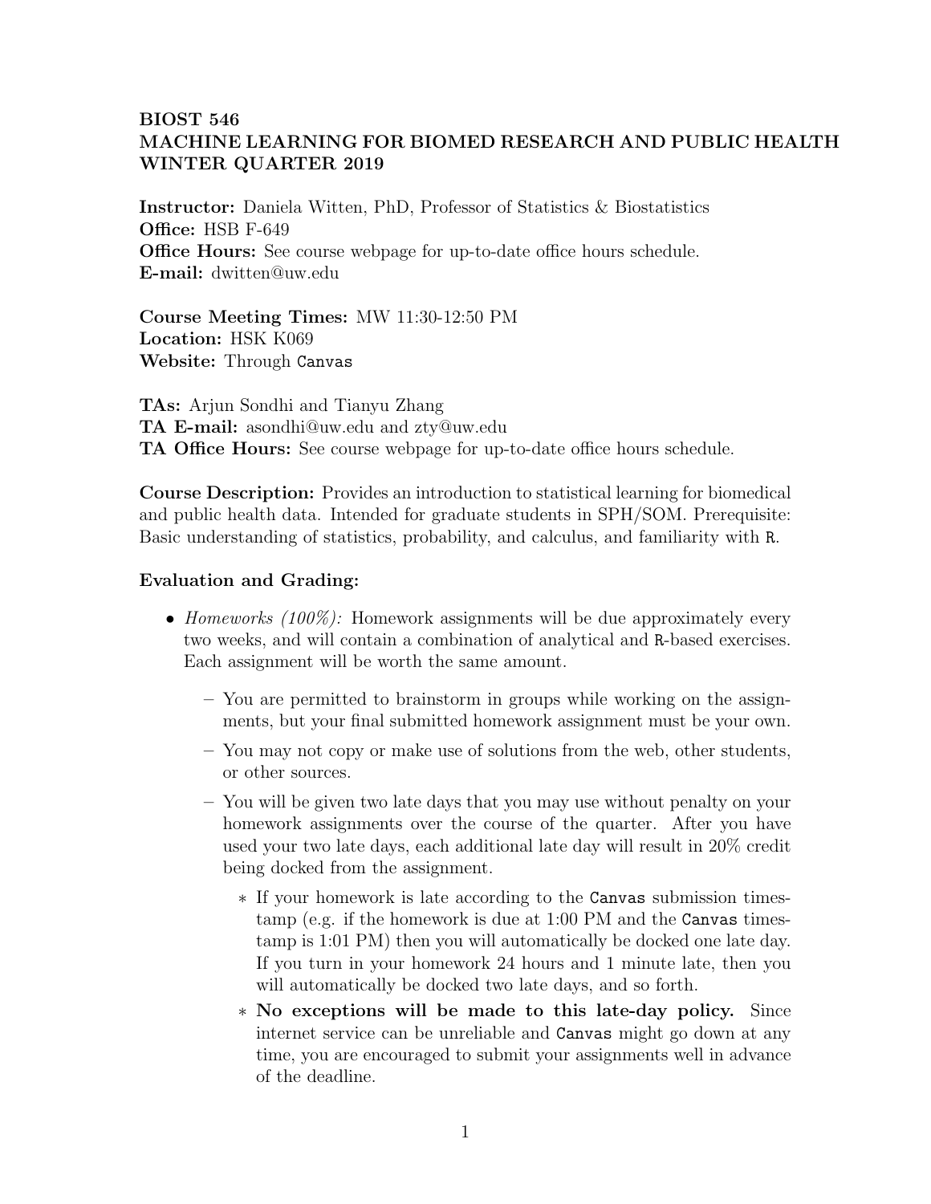**BIOST 546**
**MACHINE LEARNING FOR BIOMED RESEARCH AND PUBLIC HEALTH**
**WINTER QUARTER 2019**

**Instructor:** Daniela Witten, PhD, Professor of Statistics & Biostatistics
**Office:** HSB F-649
**Office Hours:** See course webpage for up-to-date office hours schedule.
**E-mail:** dwitten@uw.edu

**Course Meeting Times:** MW 11:30-12:50 PM
**Location:** HSK K069
**Website:** Through `Canvas`

**TAs:** Arjun Sondhi and Tianyu Zhang
**TA E-mail:** asondhi@uw.edu and zty@uw.edu
**TA Office Hours:** See course webpage for up-to-date office hours schedule.

**Course Description:** Provides an introduction to statistical learning for biomedical and public health data. Intended for graduate students in SPH/SOM. Prerequisite: Basic understanding of statistics, probability, and calculus, and familiarity with `R`.

**Evaluation and Grading:**

- *Homeworks (100%):* Homework assignments will be due approximately every two weeks, and will contain a combination of analytical and `R`-based exercises. Each assignment will be worth the same amount.
  - You are permitted to brainstorm in groups while working on the assignments, but your final submitted homework assignment must be your own.
  - You may not copy or make use of solutions from the web, other students, or other sources.
  - You will be given two late days that you may use without penalty on your homework assignments over the course of the quarter. After you have used your two late days, each additional late day will result in 20% credit being docked from the assignment.
    - If your homework is late according to the `Canvas` submission timestamp (e.g. if the homework is due at 1:00 PM and the `Canvas` timestamp is 1:01 PM) then you will automatically be docked one late day. If you turn in your homework 24 hours and 1 minute late, then you will automatically be docked two late days, and so forth.
    - **No exceptions will be made to this late-day policy.** Since internet service can be unreliable and `Canvas` might go down at any time, you are encouraged to submit your assignments well in advance of the deadline.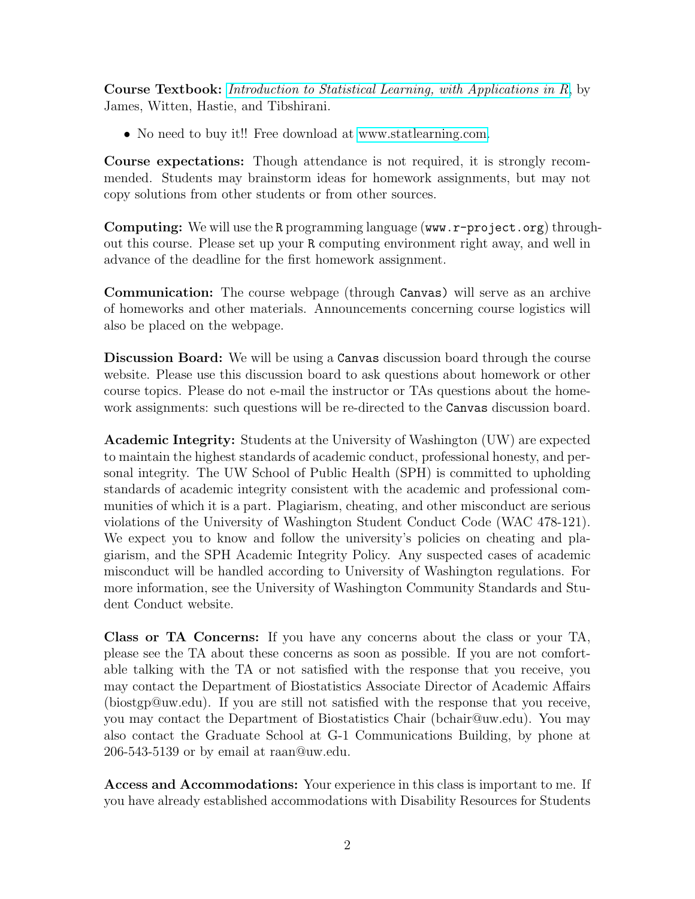**Course Textbook:** *Introduction to Statistical Learning, with Applications in R*, by James, Witten, Hastie, and Tibshirani.

- No need to buy it!! Free download at www.statlearning.com.

**Course expectations:** Though attendance is not required, it is strongly recommended. Students may brainstorm ideas for homework assignments, but may not copy solutions from other students or from other sources.

**Computing:** We will use the `R` programming language (`www.r-project.org`) throughout this course. Please set up your `R` computing environment right away, and well in advance of the deadline for the first homework assignment.

**Communication:** The course webpage (through `Canvas`) will serve as an archive of homeworks and other materials. Announcements concerning course logistics will also be placed on the webpage.

**Discussion Board:** We will be using a `Canvas` discussion board through the course website. Please use this discussion board to ask questions about homework or other course topics. Please do not e-mail the instructor or TAs questions about the homework assignments: such questions will be re-directed to the `Canvas` discussion board.

**Academic Integrity:** Students at the University of Washington (UW) are expected to maintain the highest standards of academic conduct, professional honesty, and personal integrity. The UW School of Public Health (SPH) is committed to upholding standards of academic integrity consistent with the academic and professional communities of which it is a part. Plagiarism, cheating, and other misconduct are serious violations of the University of Washington Student Conduct Code (WAC 478-121). We expect you to know and follow the university's policies on cheating and plagiarism, and the SPH Academic Integrity Policy. Any suspected cases of academic misconduct will be handled according to University of Washington regulations. For more information, see the University of Washington Community Standards and Student Conduct website.

**Class or TA Concerns:** If you have any concerns about the class or your TA, please see the TA about these concerns as soon as possible. If you are not comfortable talking with the TA or not satisfied with the response that you receive, you may contact the Department of Biostatistics Associate Director of Academic Affairs (biostgp@uw.edu). If you are still not satisfied with the response that you receive, you may contact the Department of Biostatistics Chair (bchair@uw.edu). You may also contact the Graduate School at G-1 Communications Building, by phone at 206-543-5139 or by email at raan@uw.edu.

**Access and Accommodations:** Your experience in this class is important to me. If you have already established accommodations with Disability Resources for Students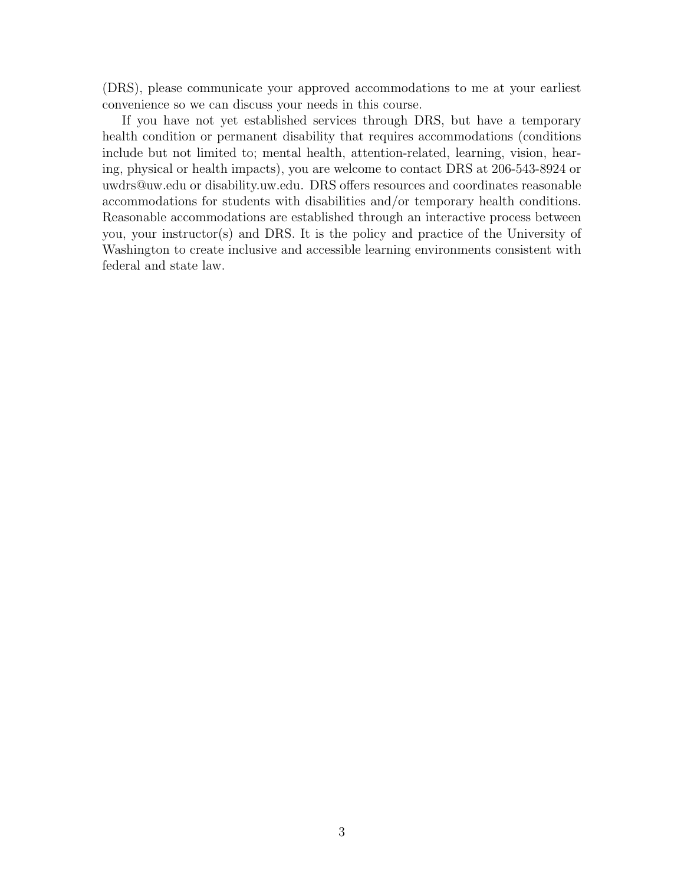(DRS), please communicate your approved accommodations to me at your earliest convenience so we can discuss your needs in this course.

If you have not yet established services through DRS, but have a temporary health condition or permanent disability that requires accommodations (conditions include but not limited to; mental health, attention-related, learning, vision, hearing, physical or health impacts), you are welcome to contact DRS at 206-543-8924 or uwdrs@uw.edu or disability.uw.edu. DRS offers resources and coordinates reasonable accommodations for students with disabilities and/or temporary health conditions. Reasonable accommodations are established through an interactive process between you, your instructor(s) and DRS. It is the policy and practice of the University of Washington to create inclusive and accessible learning environments consistent with federal and state law.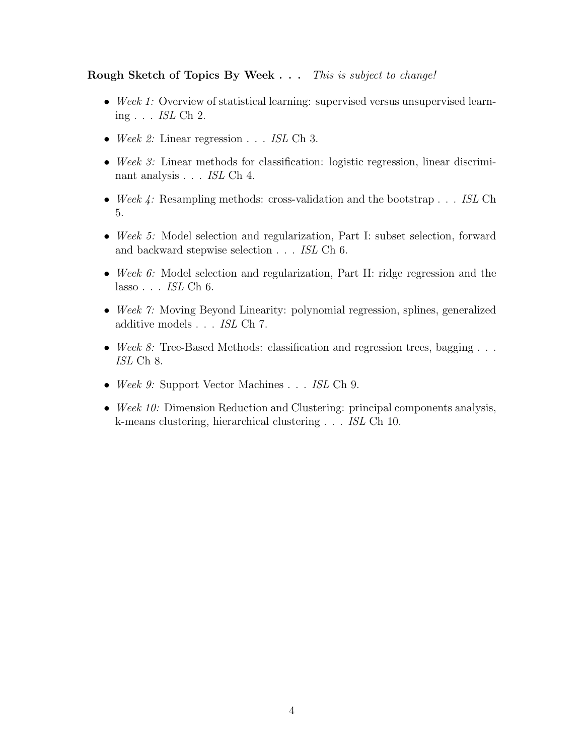**Rough Sketch of Topics By Week . . .** *This is subject to change!*

- *Week 1:* Overview of statistical learning: supervised versus unsupervised learning . . . *ISL* Ch 2.
- *Week 2:* Linear regression . . . *ISL* Ch 3.
- *Week 3:* Linear methods for classification: logistic regression, linear discriminant analysis . . . *ISL* Ch 4.
- *Week 4:* Resampling methods: cross-validation and the bootstrap . . . *ISL* Ch 5.
- *Week 5:* Model selection and regularization, Part I: subset selection, forward and backward stepwise selection . . . *ISL* Ch 6.
- *Week 6:* Model selection and regularization, Part II: ridge regression and the lasso . . . *ISL* Ch 6.
- *Week 7:* Moving Beyond Linearity: polynomial regression, splines, generalized additive models . . . *ISL* Ch 7.
- *Week 8:* Tree-Based Methods: classification and regression trees, bagging . . . *ISL* Ch 8.
- *Week 9:* Support Vector Machines . . . *ISL* Ch 9.
- *Week 10:* Dimension Reduction and Clustering: principal components analysis, k-means clustering, hierarchical clustering . . . *ISL* Ch 10.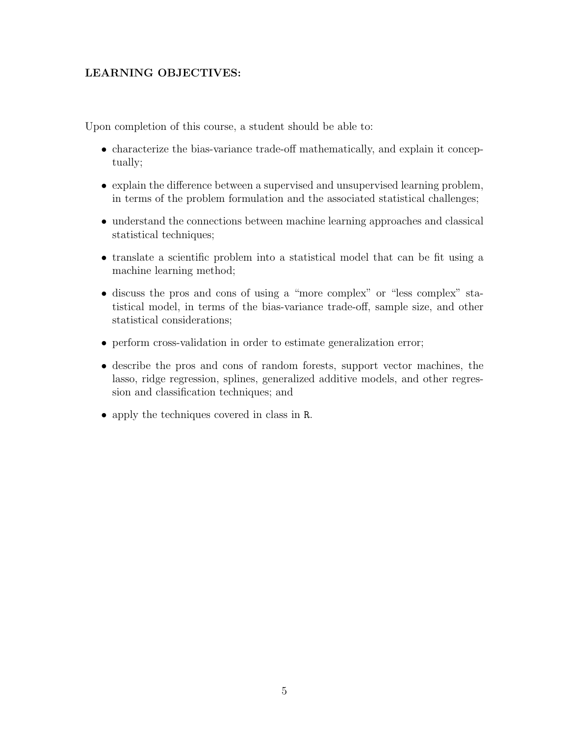## LEARNING OBJECTIVES:

Upon completion of this course, a student should be able to:

- characterize the bias-variance trade-off mathematically, and explain it conceptually;
- explain the difference between a supervised and unsupervised learning problem, in terms of the problem formulation and the associated statistical challenges;
- understand the connections between machine learning approaches and classical statistical techniques;
- translate a scientific problem into a statistical model that can be fit using a machine learning method;
- discuss the pros and cons of using a "more complex" or "less complex" statistical model, in terms of the bias-variance trade-off, sample size, and other statistical considerations;
- perform cross-validation in order to estimate generalization error;
- describe the pros and cons of random forests, support vector machines, the lasso, ridge regression, splines, generalized additive models, and other regression and classification techniques; and
- apply the techniques covered in class in `R`.